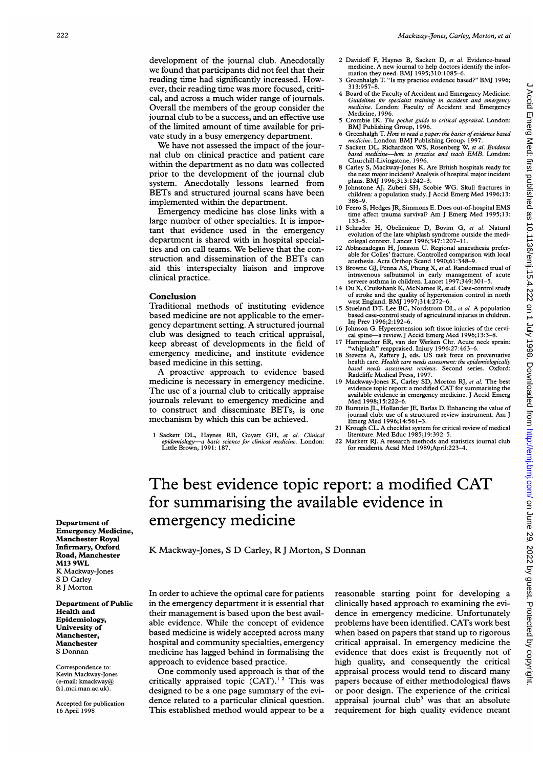development of the journal club. Anecdotally we found that participants did not feel that their reading time had significantly increased. However, their reading time was more focused, critical, and across a much wider range of journals. Overall the members of the group consider the journal club to be a success, and an effective use of the limited amount of time available for private study in a busy emergency department.

We have not assessed the impact of the journal club on clinical practice and patient care within the department as no data was collected prior to the development of the journal club system. Anecdotally lessons learned from BETs and structured journal scans have been implemented within the department.

Emergency medicine has close links with a large number of other specialties. It is important that evidence used in the emergency department is shared with in hospital specialties and on call teams. We believe that the construction and dissemination of the BETs can aid this interspecialty liaison and improve clinical practice.

## Conclusion

Traditional methods of instituting evidence based medicine are not applicable to the emergency department setting. A structured journal club was designed to teach critical appraisal, keep abreast of developments in the field of emergency medicine, and institute evidence based medicine in this setting.

A proactive approach to evidence based medicine is necessary in emergency medicine. The use of a journal club to critically appraise journals relevant to emergency medicine and to construct and disseminate BETs, is one mechanism by which this can be achieved.

1 Sackett DL, Haynes RB, Guyatt GH, *et al. Clinical epidemiology—a basic science for clinical medicine.* London: Little Brown, 1991: 187.
2 Davidoff F, Haynes B, Sackett D, *et al.* Evidence-based medicine. A new journal to help doctors identify the information they need. BMJ 1995;310:1085–6.
3 Greenhalgh T. "Is my practice evidence based?" BMJ 1996; 313:957–8.
4 Board of the Faculty of Accident and Emergency Medicine. *Guidelines for specialist training in accident and emergency medicine.* London: Faculty of Accident and Emergency Medicine, 1996.
5 Crombie IK. *The pocket guide to critical appraisal.* London: BMJ Publishing Group, 1996.
6 Greenhalgh T. *How to read a paper: the basics of evidence based medicine.* London: BMJ Publishing Group, 1997.
7 Sackett DL, Richardson WS, Rosenberg W, *et al. Evidence based medicine—how to practice and teach EMB.* London: Churchill-Livingstone, 1996.
8 Carley S, Mackway-Jones K. Are British hospitals ready for the next major incident? Analysis of hospital major incident plans. BMJ 1996;313:1242–3.
9 Johnstone AJ, Zuberi SH, Scobie WG. Skull fractures in children: a population study. J Accid Emerg Med 1996;13: 386–9.
10 Feero S, Hedges JR, Simmons E. Does out-of-hospital EMS time affect trauma survival? Am J Emerg Med 1995;13: 133–5.
11 Schrader H, Obelieniene D, Bovim G, *et al.* Natural evolution of the late whiplash syndrome outside the medicolegal context. Lancet 1996;347:1207–11.
12 Abbaszadegan H, Jonsson U. Regional anaesthesia preferable for Colles' fracture. Controlled comparison with local anethesia. Acta Orthop Scand 1990;61:348–9.
13 Browne GJ, Penna AS, Phung X, *et al.* Randomised trial of intravenous salbutamol in early management of acute servere asthma in children. Lancet 1997;349:301–5.
14 Du X, Cruikshank K, McNamee R, *et al.* Case-control study of stroke and the quality of hypertension control in north west England. BMJ 1997;314:272–6.
15 Stueland DT, Lee BC, Nordstrom DL, *et al.* A population based case-control study of agricultural injuries in children. Inj Prev 1996;2:192–6.
16 Johnson G. Hyperextension soft tissue injuries of the cervical spine—a review. J Accid Emerg Med 1996;13:3–8.
17 Hammacher ER, van der Werken Chr. Acute neck sprain: "whiplash" reappraised. Injury 1996;27:463–6.
18 Stevens A, Raftery J, eds. US task force on preventative health care. *Health care needs assessment: the epidemiologically based needs assessment reviews.* Second series. Oxford: Radcliffe Medical Press, 1997.
19 Mackway-Jones K, Carley SD, Morton RJ, *et al.* The best evidence topic report: a modified CAT for summarising the available evidence in emergency medicine. J Accid Emerg Med 1998;15:222–6.
20 Burstein JL, Hollander JE, Barlas D. Enhancing the value of journal club: use of a structured review instrument. Am J Emerg Med 1996;14:561–3.
21 Krough CL. A checklist system for critical review of medical literature. Med Educ 1985;19:392–5.
22 Markett RJ. A research methods and statistics journal club for residents. Acad Med 1989;April:223–4.

# The best evidence topic report: a modified CAT for summarising the available evidence in emergency medicine

K Mackway-Jones, S D Carley, R J Morton, S Donnan

**Department of Emergency Medicine, Manchester Royal Infirmary, Oxford Road, Manchester M13 9WL**
K Mackway-Jones
S D Carley
R J Morton

**Department of Public Health and Epidemiology, University of Manchester, Manchester**
S Donnan

Correspondence to: Kevin Mackway-Jones (e-mail: kmackway@fs1.mci.man.ac.uk).

Accepted for publication 16 April 1998

In order to achieve the optimal care for patients in the emergency department it is essential that their management is based upon the best available evidence. While the concept of evidence based medicine is widely accepted across many hospital and community specialties, emergency medicine has lagged behind in formalising the approach to evidence based practice.

One commonly used approach is that of the critically appraised topic (CAT).[1,2] This was designed to be a one page summary of the evidence related to a particular clinical question. This established method would appear to be a reasonable starting point for developing a clinically based approach to examining the evidence in emergency medicine. Unfortunately problems have been identified. CATs work best when based on papers that stand up to rigorous critical appraisal. In emergency medicine the evidence that does exist is frequently not of high quality, and consequently the critical appraisal process would tend to discard many papers because of either methodological flaws or poor design. The experience of the critical appraisal journal club[3] was that an absolute requirement for high quality evidence meant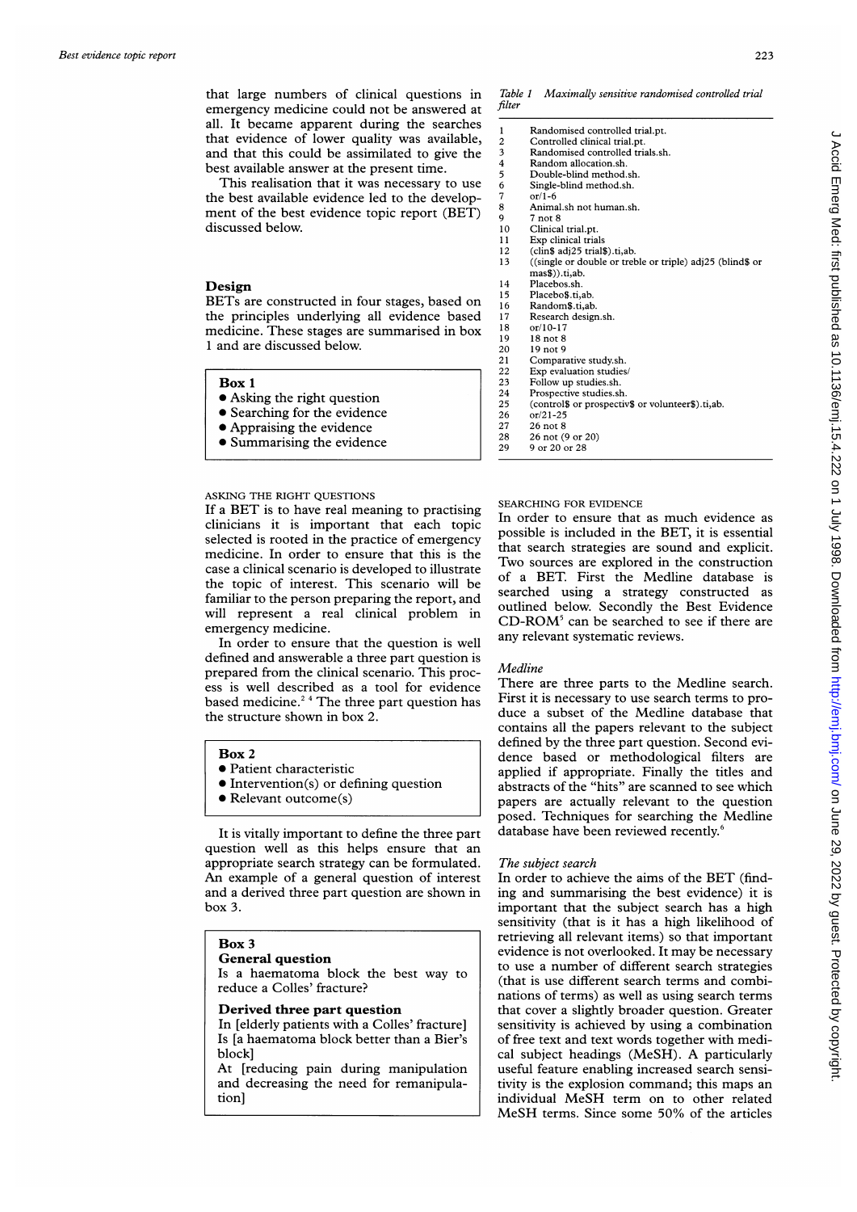that large numbers of clinical questions in emergency medicine could not be answered at all. It became apparent during the searches that evidence of lower quality was available, and that this could be assimilated to give the best available answer at the present time.

This realisation that it was necessary to use the best available evidence led to the development of the best evidence topic report (BET) discussed below.

## Design

BETs are constructed in four stages, based on the principles underlying all evidence based medicine. These stages are summarised in box 1 and are discussed below.

> **Box 1**
> - Asking the right question
> - Searching for the evidence
> - Appraising the evidence
> - Summarising the evidence

### ASKING THE RIGHT QUESTIONS

If a BET is to have real meaning to practising clinicians it is important that each topic selected is rooted in the practice of emergency medicine. In order to ensure that this is the case a clinical scenario is developed to illustrate the topic of interest. This scenario will be familiar to the person preparing the report, and will represent a real clinical problem in emergency medicine.

In order to ensure that the question is well defined and answerable a three part question is prepared from the clinical scenario. This process is well described as a tool for evidence based medicine.[2 4] The three part question has the structure shown in box 2.

> **Box 2**
> - Patient characteristic
> - Intervention(s) or defining question
> - Relevant outcome(s)

It is vitally important to define the three part question well as this helps ensure that an appropriate search strategy can be formulated. An example of a general question of interest and a derived three part question are shown in box 3.

> **Box 3**
>
> **General question**
>
> Is a haematoma block the best way to reduce a Colles' fracture?
>
> **Derived three part question**
>
> In [elderly patients with a Colles' fracture]
> Is [a haematoma block better than a Bier's block]
> At [reducing pain during manipulation and decreasing the need for remanipulation]

*Table 1 Maximally sensitive randomised controlled trial filter*

| | |
|---|---|
| 1 | Randomised controlled trial.pt. |
| 2 | Controlled clinical trial.pt. |
| 3 | Randomised controlled trials.sh. |
| 4 | Random allocation.sh. |
| 5 | Double-blind method.sh. |
| 6 | Single-blind method.sh. |
| 7 | or/1-6 |
| 8 | Animal.sh not human.sh. |
| 9 | 7 not 8 |
| 10 | Clinical trial.pt. |
| 11 | Exp clinical trials |
| 12 | (clin$ adj25 trial$).ti,ab. |
| 13 | ((single or double or treble or triple) adj25 (blind$ or mas$)).ti,ab. |
| 14 | Placebos.sh. |
| 15 | Placebo$.ti,ab. |
| 16 | Random$.ti,ab. |
| 17 | Research design.sh. |
| 18 | or/10-17 |
| 19 | 18 not 8 |
| 20 | 19 not 9 |
| 21 | Comparative study.sh. |
| 22 | Exp evaluation studies/ |
| 23 | Follow up studies.sh. |
| 24 | Prospective studies.sh. |
| 25 | (control$ or prospectiv$ or volunteer$).ti,ab. |
| 26 | or/21-25 |
| 27 | 26 not 8 |
| 28 | 26 not (9 or 20) |
| 29 | 9 or 20 or 28 |

### SEARCHING FOR EVIDENCE

In order to ensure that as much evidence as possible is included in the BET, it is essential that search strategies are sound and explicit. Two sources are explored in the construction of a BET. First the Medline database is searched using a strategy constructed as outlined below. Secondly the Best Evidence CD-ROM[5] can be searched to see if there are any relevant systematic reviews.

#### *Medline*

There are three parts to the Medline search. First it is necessary to use search terms to produce a subset of the Medline database that contains all the papers relevant to the subject defined by the three part question. Second evidence based or methodological filters are applied if appropriate. Finally the titles and abstracts of the "hits" are scanned to see which papers are actually relevant to the question posed. Techniques for searching the Medline database have been reviewed recently.[6]

#### *The subject search*

In order to achieve the aims of the BET (finding and summarising the best evidence) it is important that the subject search has a high sensitivity (that is it has a high likelihood of retrieving all relevant items) so that important evidence is not overlooked. It may be necessary to use a number of different search strategies (that is use different search terms and combinations of terms) as well as using search terms that cover a slightly broader question. Greater sensitivity is achieved by using a combination of free text and text words together with medical subject headings (MeSH). A particularly useful feature enabling increased search sensitivity is the explosion command; this maps an individual MeSH term on to other related MeSH terms. Since some 50% of the articles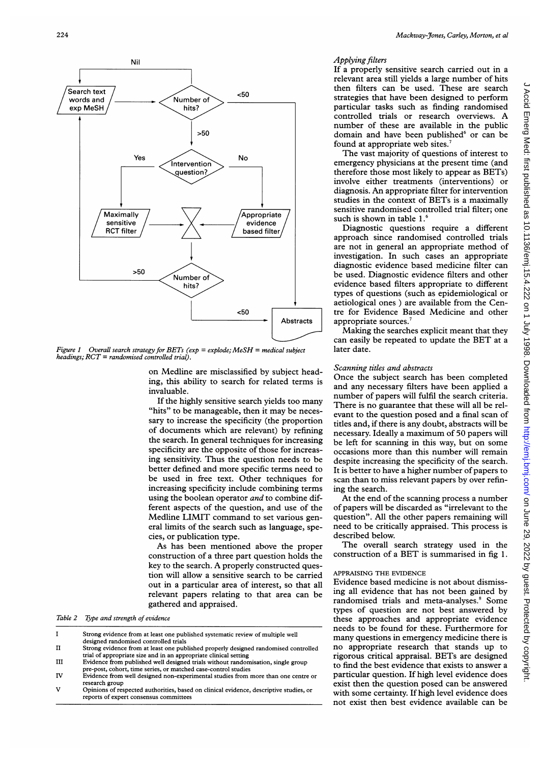Nil

Search text words and exp MeSH

Number of hits?

<50

>50

Intervention question?

Yes

No

Maximally sensitive RCT filter

Appropriate evidence based filter

>50

Number of hits?

<50

Abstracts

*Figure 1 Overall search strategy for BETs (exp = explode; MeSH = medical subject headings; RCT = randomised controlled trial).*

on Medline are misclassified by subject heading, this ability to search for related terms is invaluable.

If the highly sensitive search yields too many "hits" to be manageable, then it may be necessary to increase the specificity (the proportion of documents which are relevant) by refining the search. In general techniques for increasing specificity are the opposite of those for increasing sensitivity. Thus the question needs to be better defined and more specific terms need to be used in free text. Other techniques for increasing specificity include combining terms using the boolean operator *and* to combine different aspects of the question, and use of the Medline LIMIT command to set various general limits of the search such as language, species, or publication type.

As has been mentioned above the proper construction of a three part question holds the key to the search. A properly constructed question will allow a sensitive search to be carried out in a particular area of interest, so that all relevant papers relating to that area can be gathered and appraised.

*Table 2 Type and strength of evidence*

| | |
|---|---|
| I | Strong evidence from at least one published systematic review of multiple well designed randomised controlled trials |
| II | Strong evidence from at least one published properly designed randomised controlled trial of appropriate size and in an appropriate clinical setting |
| III | Evidence from published well designed trials without randomisation, single group pre-post, cohort, time series, or matched case-control studies |
| IV | Evidence from well designed non-experimental studies from more than one centre or research group |
| V | Opinions of respected authorities, based on clinical evidence, descriptive studies, or reports of expert consensus committees |

*Applying filters*

If a properly sensitive search carried out in a relevant area still yields a large number of hits then filters can be used. These are search strategies that have been designed to perform particular tasks such as finding randomised controlled trials or research overviews. A number of these are available in the public domain and have been published[6] or can be found at appropriate web sites.[7]

The vast majority of questions of interest to emergency physicians at the present time (and therefore those most likely to appear as BETs) involve either treatments (interventions) or diagnosis. An appropriate filter for intervention studies in the context of BETs is a maximally sensitive randomised controlled trial filter; one such is shown in table 1.[6]

Diagnostic questions require a different approach since randomised controlled trials are not in general an appropriate method of investigation. In such cases an appropriate diagnostic evidence based medicine filter can be used. Diagnostic evidence filters and other evidence based filters appropriate to different types of questions (such as epidemiological or aetiological ones ) are available from the Centre for Evidence Based Medicine and other appropriate sources.[7]

Making the searches explicit meant that they can easily be repeated to update the BET at a later date.

*Scanning titles and abstracts*

Once the subject search has been completed and any necessary filters have been applied a number of papers will fulfil the search criteria. There is no guarantee that these will all be relevant to the question posed and a final scan of titles and, if there is any doubt, abstracts will be necessary. Ideally a maximum of 50 papers will be left for scanning in this way, but on some occasions more than this number will remain despite increasing the specificity of the search. It is better to have a higher number of papers to scan than to miss relevant papers by over refining the search.

At the end of the scanning process a number of papers will be discarded as "irrelevant to the question". All the other papers remaining will need to be critically appraised. This process is described below.

The overall search strategy used in the construction of a BET is summarised in fig 1.

### APPRAISING THE EVIDENCE

Evidence based medicine is not about dismissing all evidence that has not been gained by randomised trials and meta-analyses.[8] Some types of question are not best answered by these approaches and appropriate evidence needs to be found for these. Furthermore for many questions in emergency medicine there is no appropriate research that stands up to rigorous critical appraisal. BETs are designed to find the best evidence that exists to answer a particular question. If high level evidence does exist then the question posed can be answered with some certainty. If high level evidence does not exist then best evidence available can be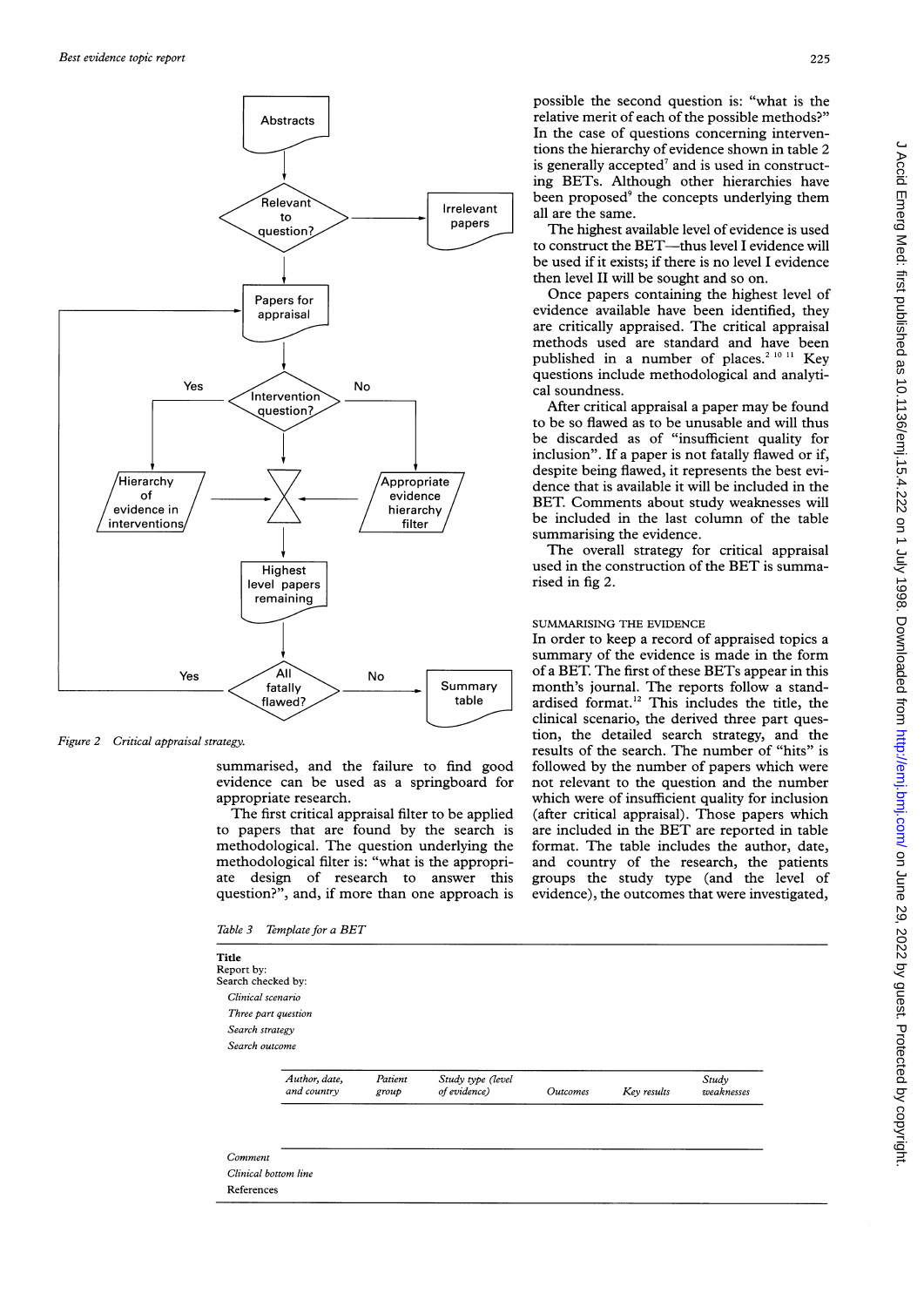Abstracts

Relevant to question?

Irrelevant papers

Papers for appraisal

Yes

Intervention question?

No

Hierarchy of evidence in interventions

Appropriate evidence hierarchy filter

Highest level papers remaining

Yes

All fatally flawed?

No

Summary table

*Figure 2 Critical appraisal strategy.*

summarised, and the failure to find good evidence can be used as a springboard for appropriate research.

The first critical appraisal filter to be applied to papers that are found by the search is methodological. The question underlying the methodological filter is: "what is the appropriate design of research to answer this question?", and, if more than one approach is possible the second question is: "what is the relative merit of each of the possible methods?" In the case of questions concerning interventions the hierarchy of evidence shown in table 2 is generally accepted[7] and is used in constructing BETs. Although other hierarchies have been proposed[9] the concepts underlying them all are the same.

The highest available level of evidence is used to construct the BET—thus level I evidence will be used if it exists; if there is no level I evidence then level II will be sought and so on.

Once papers containing the highest level of evidence available have been identified, they are critically appraised. The critical appraisal methods used are standard and have been published in a number of places.[2 10 11] Key questions include methodological and analytical soundness.

After critical appraisal a paper may be found to be so flawed as to be unusable and will thus be discarded as of "insufficient quality for inclusion". If a paper is not fatally flawed or if, despite being flawed, it represents the best evidence that is available it will be included in the BET. Comments about study weaknesses will be included in the last column of the table summarising the evidence.

The overall strategy for critical appraisal used in the construction of the BET is summarised in fig 2.

### SUMMARISING THE EVIDENCE

In order to keep a record of appraised topics a summary of the evidence is made in the form of a BET. The first of these BETs appear in this month's journal. The reports follow a standardised format.[12] This includes the title, the clinical scenario, the derived three part question, the detailed search strategy, and the results of the search. The number of "hits" is followed by the number of papers which were not relevant to the question and the number which were of insufficient quality for inclusion (after critical appraisal). Those papers which are included in the BET are reported in table format. The table includes the author, date, and country of the research, the patients groups the study type (and the level of evidence), the outcomes that were investigated,

*Table 3 Template for a BET*

**Title**
Report by:
Search checked by:
*Clinical scenario*
*Three part question*
*Search strategy*
*Search outcome*

| *Author, date, and country* | *Patient group* | *Study type (level of evidence)* | *Outcomes* | *Key results* | *Study weaknesses* |
|---|---|---|---|---|---|
| | | | | | |

*Comment*
*Clinical bottom line*
References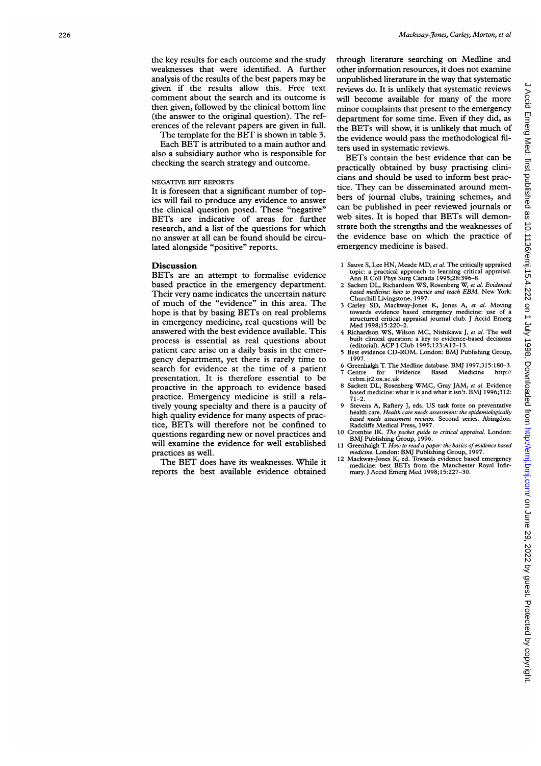the key results for each outcome and the study weaknesses that were identified. A further analysis of the results of the best papers may be given if the results allow this. Free text comment about the search and its outcome is then given, followed by the clinical bottom line (the answer to the original question). The references of the relevant papers are given in full.

The template for the BET is shown in table 3.

Each BET is attributed to a main author and also a subsidiary author who is responsible for checking the search strategy and outcome.

### NEGATIVE BET REPORTS

It is foreseen that a significant number of topics will fail to produce any evidence to answer the clinical question posed. These "negative" BETs are indicative of areas for further research, and a list of the questions for which no answer at all can be found should be circulated alongside "positive" reports.

## Discussion

BETs are an attempt to formalise evidence based practice in the emergency department. Their very name indicates the uncertain nature of much of the "evidence" in this area. The hope is that by basing BETs on real problems in emergency medicine, real questions will be answered with the best evidence available. This process is essential as real questions about patient care arise on a daily basis in the emergency department, yet there is rarely time to search for evidence at the time of a patient presentation. It is therefore essential to be proactive in the approach to evidence based practice. Emergency medicine is still a relatively young specialty and there is a paucity of high quality evidence for many aspects of practice, BETs will therefore not be confined to questions regarding new or novel practices and will examine the evidence for well established practices as well.

The BET does have its weaknesses. While it reports the best available evidence obtained through literature searching on Medline and other information resources, it does not examine unpublished literature in the way that systematic reviews do. It is unlikely that systematic reviews will become available for many of the more minor complaints that present to the emergency department for some time. Even if they did, as the BETs will show, it is unlikely that much of the evidence would pass the methodological filters used in systematic reviews.

BETs contain the best evidence that can be practically obtained by busy practising clinicians and should be used to inform best practice. They can be disseminated around members of journal clubs, training schemes, and can be published in peer reviewed journals or web sites. It is hoped that BETs will demonstrate both the strengths and the weaknesses of the evidence base on which the practice of emergency medicine is based.

1. Sauve S, Lee HN, Meade MD, *et al*. The critically appraised topic: a practical approach to learning critical appraisal. Ann R Coll Phys Surg Canada 1995;28:396–8.
2. Sackett DL, Richardson WS, Rosenberg W, *et al*. *Evidenced based medicine: how to practice and teach EBM*. New York: Churchill Livingstone, 1997.
3. Carley SD, Mackway-Jones K, Jones A, *et al*. Moving towards evidence based emergency medicine: use of a structured critical appraisal journal club. J Accid Emerg Med 1998;15:220–2.
4. Richardson WS, Wilson MC, Nishikawa J, *et al*. The well built clinical question: a key to evidence-based decisions (editorial). ACP J Club 1995;123:A12–13.
5. Best evidence CD-ROM. London: BMJ Publishing Group, 1997.
6. Greenhalgh T. The Medline database. BMJ 1997;315:180–3.
7. Centre for Evidence Based Medicine http://cebm.jr2.ox.ac.uk
8. Sackett DL, Rosenberg WMC, Gray JAM, *et al*. Evidence based medicine: what it is and what it isn't. BMJ 1996;312:71–2.
9. Stevens A, Raftery J, eds. US task force on preventative health care. *Health care needs assessment: the epidemiologically based needs assessment reviews*. Second series. Abingdon: Radcliffe Medical Press, 1997.
10. Crombie IK. *The pocket guide to critical appraisal*. London: BMJ Publishing Group, 1996.
11. Greenhalgh T. *How to read a paper: the basics of evidence based medicine*. London: BMJ Publishing Group, 1997.
12. Mackway-Jones K, ed. Towards evidence based emergency medicine: best BETs from the Manchester Royal Infirmary. J Accid Emerg Med 1998;15:227–30.